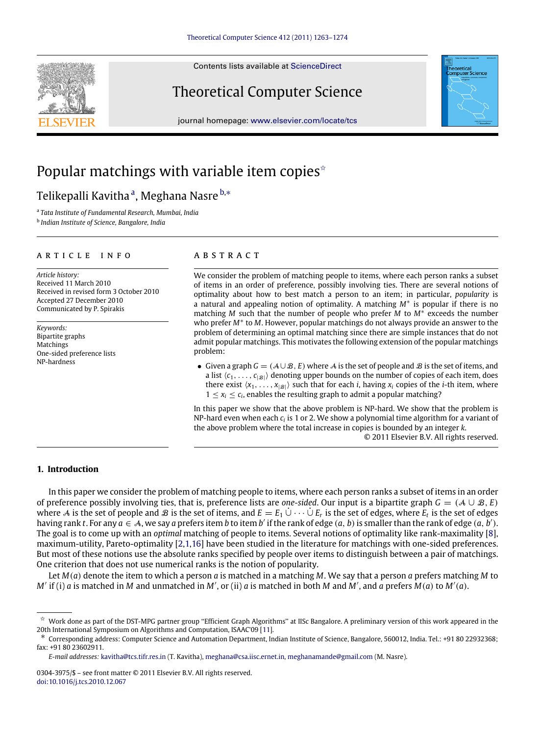# Popular matchings with variable item copies[☆]

Telikepalli Kavitha[a], Meghana Nasre[b,*]

[a] *Tata Institute of Fundamental Research, Mumbai, India*

[b] *Indian Institute of Science, Bangalore, India*

## ARTICLE INFO

*Article history:*
Received 11 March 2010
Received in revised form 3 October 2010
Accepted 27 December 2010
Communicated by P. Spirakis

*Keywords:*
Bipartite graphs
Matchings
One-sided preference lists
NP-hardness

## ABSTRACT

We consider the problem of matching people to items, where each person ranks a subset of items in an order of preference, possibly involving ties. There are several notions of optimality about how to best match a person to an item; in particular, *popularity* is a natural and appealing notion of optimality. A matching $M^*$ is popular if there is no matching $M$ such that the number of people who prefer $M$ to $M^*$ exceeds the number who prefer $M^*$ to $M$. However, popular matchings do not always provide an answer to the problem of determining an optimal matching since there are simple instances that do not admit popular matchings. This motivates the following extension of the popular matchings problem:

- Given a graph $G = (\mathcal{A} \cup \mathcal{B}, E)$ where $\mathcal{A}$ is the set of people and $\mathcal{B}$ is the set of items, and a list $\langle c_1, \ldots, c_{|\mathcal{B}|}\rangle$ denoting upper bounds on the number of copies of each item, does there exist $\langle x_1, \ldots, x_{|\mathcal{B}|}\rangle$ such that for each $i$, having $x_i$ copies of the $i$-th item, where $1 \le x_i \le c_i$, enables the resulting graph to admit a popular matching?

In this paper we show that the above problem is NP-hard. We show that the problem is NP-hard even when each $c_i$ is 1 or 2. We show a polynomial time algorithm for a variant of the above problem where the total increase in copies is bounded by an integer $k$.

© 2011 Elsevier B.V. All rights reserved.

## 1. Introduction

In this paper we consider the problem of matching people to items, where each person ranks a subset of items in an order of preference possibly involving ties, that is, preference lists are *one-sided*. Our input is a bipartite graph $G = (\mathcal{A} \cup \mathcal{B}, E)$ where $\mathcal{A}$ is the set of people and $\mathcal{B}$ is the set of items, and $E = E_1 \dot\cup \cdots \dot\cup E_r$ is the set of edges, where $E_t$ is the set of edges having rank $t$. For any $a \in \mathcal{A}$, we say $a$ prefers item $b$ to item $b'$ if the rank of edge $(a, b)$ is smaller than the rank of edge $(a, b')$. The goal is to come up with an *optimal* matching of people to items. Several notions of optimality like rank-maximality [8], maximum-utility, Pareto-optimality [2,1,16] have been studied in the literature for matchings with one-sided preferences. But most of these notions use the absolute ranks specified by people over items to distinguish between a pair of matchings. One criterion that does not use numerical ranks is the notion of popularity.

Let $M(a)$ denote the item to which a person $a$ is matched in a matching $M$. We say that a person $a$ prefers matching $M$ to $M'$ if (i) $a$ is matched in $M$ and unmatched in $M'$, or (ii) $a$ is matched in both $M$ and $M'$, and $a$ prefers $M(a)$ to $M'(a)$.

---

☆ Work done as part of the DST-MPG partner group "Efficient Graph Algorithms" at IISc Bangalore. A preliminary version of this work appeared in the 20th International Symposium on Algorithms and Computation, ISAAC'09 [11].

\* Corresponding address: Computer Science and Automation Department, Indian Institute of Science, Bangalore, 560012, India. Tel.: +91 80 22932368; fax: +91 80 23602911.

*E-mail addresses:* kavitha@tcs.tifr.res.in (T. Kavitha), meghana@csa.iisc.ernet.in, meghanamande@gmail.com (M. Nasre).

0304-3975/$ – see front matter © 2011 Elsevier B.V. All rights reserved.
doi:10.1016/j.tcs.2010.12.067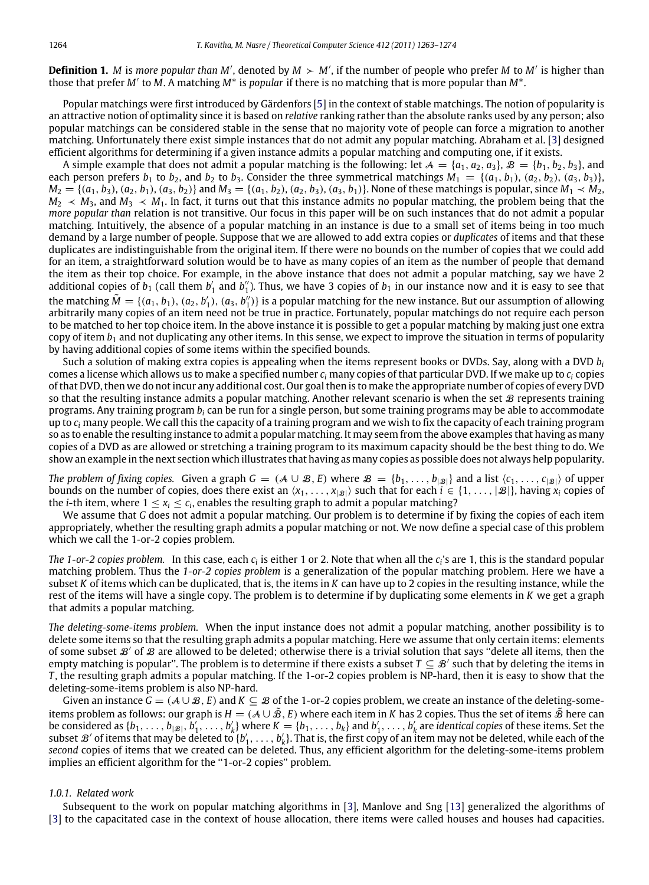**Definition 1.** $M$ is *more popular than* $M'$, denoted by $M \succ M'$, if the number of people who prefer $M$ to $M'$ is higher than those that prefer $M'$ to $M$. A matching $M^*$ is *popular* if there is no matching that is more popular than $M^*$.

Popular matchings were first introduced by Gärdenfors [5] in the context of stable matchings. The notion of popularity is an attractive notion of optimality since it is based on *relative* ranking rather than the absolute ranks used by any person; also popular matchings can be considered stable in the sense that no majority vote of people can force a migration to another matching. Unfortunately there exist simple instances that do not admit any popular matching. Abraham et al. [3] designed efficient algorithms for determining if a given instance admits a popular matching and computing one, if it exists.

A simple example that does not admit a popular matching is the following: let $\mathcal{A} = \{a_1, a_2, a_3\}$, $\mathcal{B} = \{b_1, b_2, b_3\}$, and each person prefers $b_1$ to $b_2$, and $b_2$ to $b_3$. Consider the three symmetrical matchings $M_1 = \{(a_1, b_1), (a_2, b_2), (a_3, b_3)\}$, $M_2 = \{(a_1, b_3), (a_2, b_1), (a_3, b_2)\}$ and $M_3 = \{(a_1, b_2), (a_2, b_3), (a_3, b_1)\}$. None of these matchings is popular, since $M_1 \prec M_2$, $M_2 \prec M_3$, and $M_3 \prec M_1$. In fact, it turns out that this instance admits no popular matching, the problem being that the *more popular than* relation is not transitive. Our focus in this paper will be on such instances that do not admit a popular matching. Intuitively, the absence of a popular matching in an instance is due to a small set of items being in too much demand by a large number of people. Suppose that we are allowed to add extra copies or *duplicates* of items and that these duplicates are indistinguishable from the original item. If there were no bounds on the number of copies that we could add for an item, a straightforward solution would be to have as many copies of an item as the number of people that demand the item as their top choice. For example, in the above instance that does not admit a popular matching, say we have 2 additional copies of $b_1$ (call them $b_1'$ and $b_1''$). Thus, we have 3 copies of $b_1$ in our instance now and it is easy to see that the matching $\tilde{M} = \{(a_1, b_1), (a_2, b_1'), (a_3, b_1'')\}$ is a popular matching for the new instance. But our assumption of allowing arbitrarily many copies of an item need not be true in practice. Fortunately, popular matchings do not require each person to be matched to her top choice item. In the above instance it is possible to get a popular matching by making just one extra copy of item $b_1$ and not duplicating any other items. In this sense, we expect to improve the situation in terms of popularity by having additional copies of some items within the specified bounds.

Such a solution of making extra copies is appealing when the items represent books or DVDs. Say, along with a DVD $b_i$ comes a license which allows us to make a specified number $c_i$ many copies of that particular DVD. If we make up to $c_i$ copies of that DVD, then we do not incur any additional cost. Our goal then is to make the appropriate number of copies of every DVD so that the resulting instance admits a popular matching. Another relevant scenario is when the set $\mathcal{B}$ represents training programs. Any training program $b_i$ can be run for a single person, but some training programs may be able to accommodate up to $c_i$ many people. We call this the capacity of a training program and we wish to fix the capacity of each training program so as to enable the resulting instance to admit a popular matching. It may seem from the above examples that having as many copies of a DVD as are allowed or stretching a training program to its maximum capacity should be the best thing to do. We show an example in the next section which illustrates that having as many copies as possible does not always help popularity.

*The problem of fixing copies.* Given a graph $G = (\mathcal{A} \cup \mathcal{B}, E)$ where $\mathcal{B} = \{b_1, \ldots, b_{|\mathcal{B}|}\}$ and a list $\langle c_1, \ldots, c_{|\mathcal{B}|}\rangle$ of upper bounds on the number of copies, does there exist an $\langle x_1, \ldots, x_{|\mathcal{B}|}\rangle$ such that for each $i \in \{1, \ldots, |\mathcal{B}|\}$, having $x_i$ copies of the $i$-th item, where $1 \le x_i \le c_i$, enables the resulting graph to admit a popular matching?

We assume that $G$ does not admit a popular matching. Our problem is to determine if by fixing the copies of each item appropriately, whether the resulting graph admits a popular matching or not. We now define a special case of this problem which we call the 1-or-2 copies problem.

*The 1-or-2 copies problem.* In this case, each $c_i$ is either 1 or 2. Note that when all the $c_i$'s are 1, this is the standard popular matching problem. Thus the *1-or-2 copies problem* is a generalization of the popular matching problem. Here we have a subset $K$ of items which can be duplicated, that is, the items in $K$ can have up to 2 copies in the resulting instance, while the rest of the items will have a single copy. The problem is to determine if by duplicating some elements in $K$ we get a graph that admits a popular matching.

*The deleting-some-items problem.* When the input instance does not admit a popular matching, another possibility is to delete some items so that the resulting graph admits a popular matching. Here we assume that only certain items: elements of some subset $\mathcal{B}'$ of $\mathcal{B}$ are allowed to be deleted; otherwise there is a trivial solution that says "delete all items, then the empty matching is popular". The problem is to determine if there exists a subset $T \subseteq \mathcal{B}'$ such that by deleting the items in $T$, the resulting graph admits a popular matching. If the 1-or-2 copies problem is NP-hard, then it is easy to show that the deleting-some-items problem is also NP-hard.

Given an instance $G = (\mathcal{A} \cup \mathcal{B}, E)$ and $K \subseteq \mathcal{B}$ of the 1-or-2 copies problem, we create an instance of the deleting-some-items problem as follows: our graph is $H = (\mathcal{A} \cup \tilde{\mathcal{B}}, E)$ where each item in $K$ has 2 copies. Thus the set of items $\tilde{\mathcal{B}}$ here can be considered as $\{b_1, \ldots, b_{|\mathcal{B}|}, b_1', \ldots, b_k'\}$ where $K = \{b_1, \ldots, b_k\}$ and $b_1', \ldots, b_k'$ are *identical copies* of these items. Set the subset $\mathcal{B}'$ of items that may be deleted to $\{b_1', \ldots, b_k'\}$. That is, the first copy of an item may not be deleted, while each of the *second* copies of items that we created can be deleted. Thus, any efficient algorithm for the deleting-some-items problem implies an efficient algorithm for the "1-or-2 copies" problem.

#### 1.0.1. Related work

Subsequent to the work on popular matching algorithms in [3], Manlove and Sng [13] generalized the algorithms of [3] to the capacitated case in the context of house allocation, there items were called houses and houses had capacities.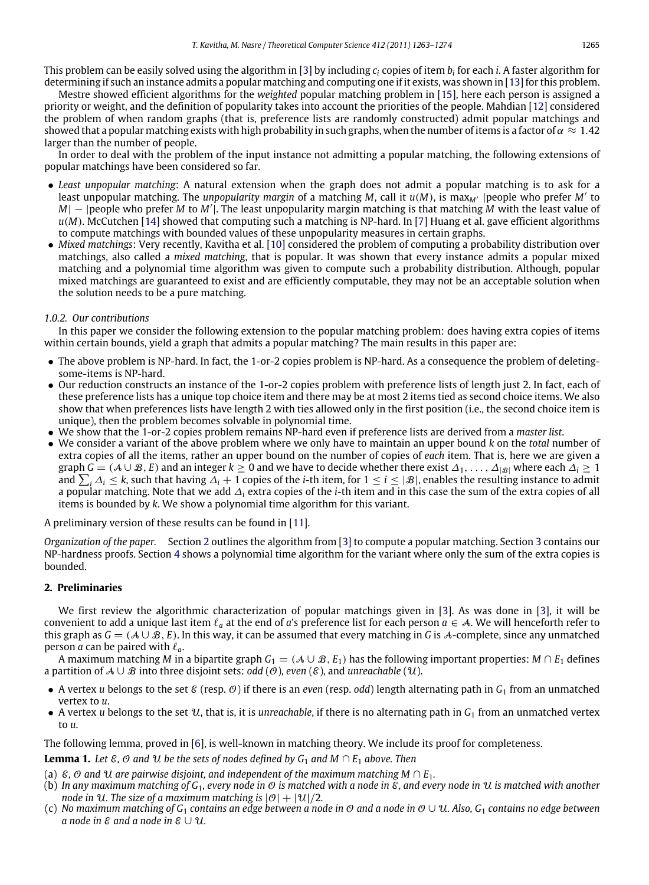This problem can be easily solved using the algorithm in [3] by including $c_i$ copies of item $b_i$ for each $i$. A faster algorithm for determining if such an instance admits a popular matching and computing one if it exists, was shown in [13] for this problem.

Mestre showed efficient algorithms for the *weighted* popular matching problem in [15], here each person is assigned a priority or weight, and the definition of popularity takes into account the priorities of the people. Mahdian [12] considered the problem of when random graphs (that is, preference lists are randomly constructed) admit popular matchings and showed that a popular matching exists with high probability in such graphs, when the number of items is a factor of $\alpha \approx 1.42$ larger than the number of people.

In order to deal with the problem of the input instance not admitting a popular matching, the following extensions of popular matchings have been considered so far.

- *Least unpopular matching*: A natural extension when the graph does not admit a popular matching is to ask for a least unpopular matching. The *unpopularity margin* of a matching $M$, call it $u(M)$, is $\max_{M'}$ |people who prefer $M'$ to $M$| − |people who prefer $M$ to $M'$|. The least unpopularity margin matching is that matching $M$ with the least value of $u(M)$. McCutchen [14] showed that computing such a matching is NP-hard. In [7] Huang et al. gave efficient algorithms to compute matchings with bounded values of these unpopularity measures in certain graphs.
- *Mixed matchings*: Very recently, Kavitha et al. [10] considered the problem of computing a probability distribution over matchings, also called a *mixed matching*, that is popular. It was shown that every instance admits a popular mixed matching and a polynomial time algorithm was given to compute such a probability distribution. Although, popular mixed matchings are guaranteed to exist and are efficiently computable, they may not be an acceptable solution when the solution needs to be a pure matching.

#### 1.0.2. Our contributions

In this paper we consider the following extension to the popular matching problem: does having extra copies of items within certain bounds, yield a graph that admits a popular matching? The main results in this paper are:

- The above problem is NP-hard. In fact, the 1-or-2 copies problem is NP-hard. As a consequence the problem of deleting-some-items is NP-hard.
- Our reduction constructs an instance of the 1-or-2 copies problem with preference lists of length just 2. In fact, each of these preference lists has a unique top choice item and there may be at most 2 items tied as second choice items. We also show that when preferences lists have length 2 with ties allowed only in the first position (i.e., the second choice item is unique), then the problem becomes solvable in polynomial time.
- We show that the 1-or-2 copies problem remains NP-hard even if preference lists are derived from a *master list*.
- We consider a variant of the above problem where we only have to maintain an upper bound $k$ on the *total* number of extra copies of all the items, rather an upper bound on the number of copies of *each* item. That is, here we are given a graph $G = (\mathcal{A} \cup \mathcal{B}, E)$ and an integer $k \geq 0$ and we have to decide whether there exist $\Delta_1, \ldots, \Delta_{|\mathcal{B}|}$ where each $\Delta_i \geq 1$ and $\sum_i \Delta_i \leq k$, such that having $\Delta_i + 1$ copies of the $i$-th item, for $1 \leq i \leq |\mathcal{B}|$, enables the resulting instance to admit a popular matching. Note that we add $\Delta_i$ extra copies of the $i$-th item and in this case the sum of the extra copies of all items is bounded by $k$. We show a polynomial time algorithm for this variant.

A preliminary version of these results can be found in [11].

*Organization of the paper.* Section 2 outlines the algorithm from [3] to compute a popular matching. Section 3 contains our NP-hardness proofs. Section 4 shows a polynomial time algorithm for the variant where only the sum of the extra copies is bounded.

## 2. Preliminaries

We first review the algorithmic characterization of popular matchings given in [3]. As was done in [3], it will be convenient to add a unique last item $\ell_a$ at the end of $a$'s preference list for each person $a \in \mathcal{A}$. We will henceforth refer to this graph as $G = (\mathcal{A} \cup \mathcal{B}, E)$. In this way, it can be assumed that every matching in $G$ is $\mathcal{A}$-complete, since any unmatched person $a$ can be paired with $\ell_a$.

A maximum matching $M$ in a bipartite graph $G_1 = (\mathcal{A} \cup \mathcal{B}, E_1)$ has the following important properties: $M \cap E_1$ defines a partition of $\mathcal{A} \cup \mathcal{B}$ into three disjoint sets: *odd* ($\mathcal{O}$), *even* ($\mathcal{E}$), and *unreachable* ($\mathcal{U}$).

- A vertex $u$ belongs to the set $\mathcal{E}$ (resp. $\mathcal{O}$) if there is an *even* (resp. *odd*) length alternating path in $G_1$ from an unmatched vertex to $u$.
- A vertex $u$ belongs to the set $\mathcal{U}$, that is, it is *unreachable*, if there is no alternating path in $G_1$ from an unmatched vertex to $u$.

The following lemma, proved in [6], is well-known in matching theory. We include its proof for completeness.

**Lemma 1.** *Let $\mathcal{E}$, $\mathcal{O}$ and $\mathcal{U}$ be the sets of nodes defined by $G_1$ and $M \cap E_1$ above. Then*

(a) *$\mathcal{E}$, $\mathcal{O}$ and $\mathcal{U}$ are pairwise disjoint, and independent of the maximum matching $M \cap E_1$.*
(b) *In any maximum matching of $G_1$, every node in $\mathcal{O}$ is matched with a node in $\mathcal{E}$, and every node in $\mathcal{U}$ is matched with another node in $\mathcal{U}$. The size of a maximum matching is $|\mathcal{O}| + |\mathcal{U}|/2$.*
(c) *No maximum matching of $G_1$ contains an edge between a node in $\mathcal{O}$ and a node in $\mathcal{O} \cup \mathcal{U}$. Also, $G_1$ contains no edge between a node in $\mathcal{E}$ and a node in $\mathcal{E} \cup \mathcal{U}$.*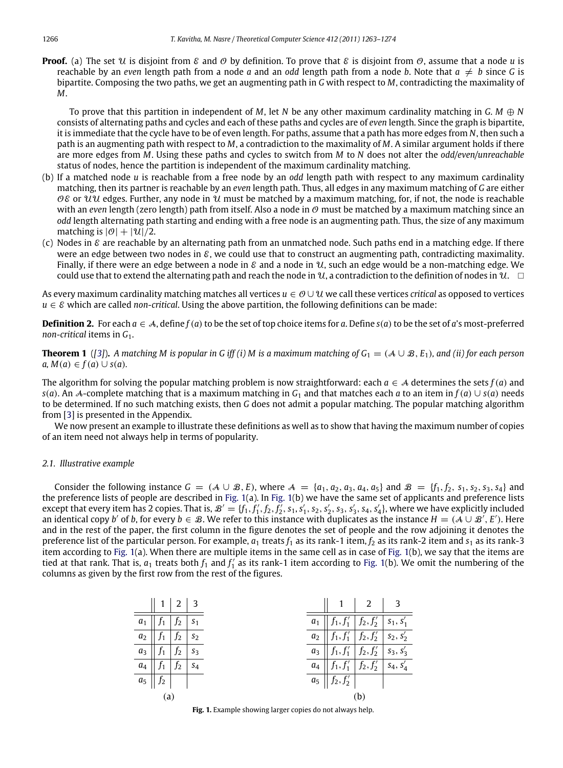**Proof.** (a) The set $\mathcal{U}$ is disjoint from $\mathcal{E}$ and $\mathcal{O}$ by definition. To prove that $\mathcal{E}$ is disjoint from $\mathcal{O}$, assume that a node $u$ is reachable by an *even* length path from a node $a$ and an *odd* length path from a node $b$. Note that $a \neq b$ since $G$ is bipartite. Composing the two paths, we get an augmenting path in $G$ with respect to $M$, contradicting the maximality of $M$.

To prove that this partition in independent of $M$, let $N$ be any other maximum cardinality matching in $G$. $M \oplus N$ consists of alternating paths and cycles and each of these paths and cycles are of *even* length. Since the graph is bipartite, it is immediate that the cycle have to be of even length. For paths, assume that a path has more edges from $N$, then such a path is an augmenting path with respect to $M$, a contradiction to the maximality of $M$. A similar argument holds if there are more edges from $M$. Using these paths and cycles to switch from $M$ to $N$ does not alter the *odd*/*even*/*unreachable* status of nodes, hence the partition is independent of the maximum cardinality matching.

(b) If a matched node $u$ is reachable from a free node by an *odd* length path with respect to any maximum cardinality matching, then its partner is reachable by an *even* length path. Thus, all edges in any maximum matching of $G$ are either $\mathcal{O}\mathcal{E}$ or $\mathcal{U}\mathcal{U}$ edges. Further, any node in $\mathcal{U}$ must be matched by a maximum matching, for, if not, the node is reachable with an *even* length (zero length) path from itself. Also a node in $\mathcal{O}$ must be matched by a maximum matching since an *odd* length alternating path starting and ending with a free node is an augmenting path. Thus, the size of any maximum matching is $|\mathcal{O}| + |\mathcal{U}|/2$.

(c) Nodes in $\mathcal{E}$ are reachable by an alternating path from an unmatched node. Such paths end in a matching edge. If there were an edge between two nodes in $\mathcal{E}$, we could use that to construct an augmenting path, contradicting maximality. Finally, if there were an edge between a node in $\mathcal{E}$ and a node in $\mathcal{U}$, such an edge would be a non-matching edge. We could use that to extend the alternating path and reach the node in $\mathcal{U}$, a contradiction to the definition of nodes in $\mathcal{U}$. □

As every maximum cardinality matching matches all vertices $u \in \mathcal{O} \cup \mathcal{U}$ we call these vertices *critical* as opposed to vertices $u \in \mathcal{E}$ which are called *non-critical*. Using the above partition, the following definitions can be made:

**Definition 2.** For each $a \in \mathcal{A}$, define $f(a)$ to be the set of top choice items for $a$. Define $s(a)$ to be the set of $a$'s most-preferred *non-critical* items in $G_1$.

**Theorem 1** ([3]). *A matching $M$ is popular in $G$ iff (i) $M$ is a maximum matching of $G_1 = (\mathcal{A} \cup \mathcal{B}, E_1)$, and (ii) for each person $a$, $M(a) \in f(a) \cup s(a)$.*

The algorithm for solving the popular matching problem is now straightforward: each $a \in \mathcal{A}$ determines the sets $f(a)$ and $s(a)$. An $\mathcal{A}$-complete matching that is a maximum matching in $G_1$ and that matches each $a$ to an item in $f(a) \cup s(a)$ needs to be determined. If no such matching exists, then $G$ does not admit a popular matching. The popular matching algorithm from [3] is presented in the Appendix.

We now present an example to illustrate these definitions as well as to show that having the maximum number of copies of an item need not always help in terms of popularity.

### 2.1. Illustrative example

Consider the following instance $G = (\mathcal{A} \cup \mathcal{B}, E)$, where $\mathcal{A} = \{a_1, a_2, a_3, a_4, a_5\}$ and $\mathcal{B} = \{f_1, f_2, s_1, s_2, s_3, s_4\}$ and the preference lists of people are described in Fig. 1(a). In Fig. 1(b) we have the same set of applicants and preference lists except that every item has 2 copies. That is, $\mathcal{B}' = \{f_1, f_1', f_2, f_2', s_1, s_1', s_2, s_2', s_3, s_3', s_4, s_4'\}$, where we have explicitly included an identical copy $b'$ of $b$, for every $b \in \mathcal{B}$. We refer to this instance with duplicates as the instance $H = (\mathcal{A} \cup \mathcal{B}', E')$. Here and in the rest of the paper, the first column in the figure denotes the set of people and the row adjoining it denotes the preference list of the particular person. For example, $a_1$ treats $f_1$ as its rank-1 item, $f_2$ as its rank-2 item and $s_1$ as its rank-3 item according to Fig. 1(a). When there are multiple items in the same cell as in case of Fig. 1(b), we say that the items are tied at that rank. That is, $a_1$ treats both $f_1$ and $f_1'$ as its rank-1 item according to Fig. 1(b). We omit the numbering of the columns as given by the first row from the rest of the figures.

(a)

| | 1 | 2 | 3 |
|---|---|---|---|
| $a_1$ | $f_1$ | $f_2$ | $s_1$ |
| $a_2$ | $f_1$ | $f_2$ | $s_2$ |
| $a_3$ | $f_1$ | $f_2$ | $s_3$ |
| $a_4$ | $f_1$ | $f_2$ | $s_4$ |
| $a_5$ | $f_2$ | | |

(b)

| | 1 | 2 | 3 |
|---|---|---|---|
| $a_1$ | $f_1, f_1'$ | $f_2, f_2'$ | $s_1, s_1'$ |
| $a_2$ | $f_1, f_1'$ | $f_2, f_2'$ | $s_2, s_2'$ |
| $a_3$ | $f_1, f_1'$ | $f_2, f_2'$ | $s_3, s_3'$ |
| $a_4$ | $f_1, f_1'$ | $f_2, f_2'$ | $s_4, s_4'$ |
| $a_5$ | $f_2, f_2'$ | | |

**Fig. 1.** Example showing larger copies do not always help.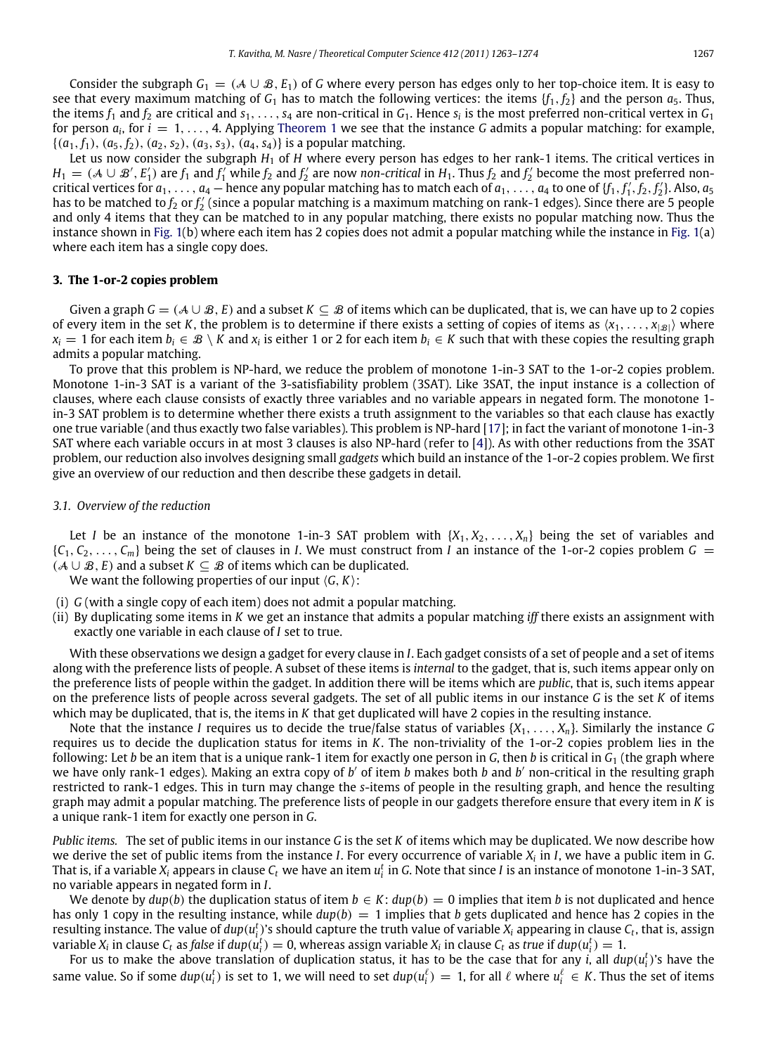Consider the subgraph $G_1 = (\mathcal{A} \cup \mathcal{B}, E_1)$ of $G$ where every person has edges only to her top-choice item. It is easy to see that every maximum matching of $G_1$ has to match the following vertices: the items $\{f_1, f_2\}$ and the person $a_5$. Thus, the items $f_1$ and $f_2$ are critical and $s_1, \ldots, s_4$ are non-critical in $G_1$. Hence $s_i$ is the most preferred non-critical vertex in $G_1$ for person $a_i$, for $i = 1, \ldots, 4$. Applying Theorem 1 we see that the instance $G$ admits a popular matching: for example, $\{(a_1, f_1), (a_5, f_2), (a_2, s_2), (a_3, s_3), (a_4, s_4)\}$ is a popular matching.

Let us now consider the subgraph $H_1$ of $H$ where every person has edges to her rank-1 items. The critical vertices in $H_1 = (\mathcal{A} \cup \mathcal{B}', E_1')$ are $f_1$ and $f_1'$ while $f_2$ and $f_2'$ are now *non-critical* in $H_1$. Thus $f_2$ and $f_2'$ become the most preferred non-critical vertices for $a_1, \ldots, a_4$ — hence any popular matching has to match each of $a_1, \ldots, a_4$ to one of $\{f_1, f_1', f_2, f_2'\}$. Also, $a_5$ has to be matched to $f_2$ or $f_2'$ (since a popular matching is a maximum matching on rank-1 edges). Since there are 5 people and only 4 items that they can be matched to in any popular matching, there exists no popular matching now. Thus the instance shown in Fig. 1(b) where each item has 2 copies does not admit a popular matching while the instance in Fig. 1(a) where each item has a single copy does.

## 3. The 1-or-2 copies problem

Given a graph $G = (\mathcal{A} \cup \mathcal{B}, E)$ and a subset $K \subseteq \mathcal{B}$ of items which can be duplicated, that is, we can have up to 2 copies of every item in the set $K$, the problem is to determine if there exists a setting of copies of items as $\langle x_1, \ldots, x_{|\mathcal{B}|} \rangle$ where $x_i = 1$ for each item $b_i \in \mathcal{B} \setminus K$ and $x_i$ is either 1 or 2 for each item $b_i \in K$ such that with these copies the resulting graph admits a popular matching.

To prove that this problem is NP-hard, we reduce the problem of monotone 1-in-3 SAT to the 1-or-2 copies problem. Monotone 1-in-3 SAT is a variant of the 3-satisfiability problem (3SAT). Like 3SAT, the input instance is a collection of clauses, where each clause consists of exactly three variables and no variable appears in negated form. The monotone 1-in-3 SAT problem is to determine whether there exists a truth assignment to the variables so that each clause has exactly one true variable (and thus exactly two false variables). This problem is NP-hard [17]; in fact the variant of monotone 1-in-3 SAT where each variable occurs in at most 3 clauses is also NP-hard (refer to [4]). As with other reductions from the 3SAT problem, our reduction also involves designing small *gadgets* which build an instance of the 1-or-2 copies problem. We first give an overview of our reduction and then describe these gadgets in detail.

### 3.1. Overview of the reduction

Let $I$ be an instance of the monotone 1-in-3 SAT problem with $\{X_1, X_2, \ldots, X_n\}$ being the set of variables and $\{C_1, C_2, \ldots, C_m\}$ being the set of clauses in $I$. We must construct from $I$ an instance of the 1-or-2 copies problem $G = (\mathcal{A} \cup \mathcal{B}, E)$ and a subset $K \subseteq \mathcal{B}$ of items which can be duplicated.

We want the following properties of our input $\langle G, K \rangle$:

(i) $G$ (with a single copy of each item) does not admit a popular matching.
(ii) By duplicating some items in $K$ we get an instance that admits a popular matching *iff* there exists an assignment with exactly one variable in each clause of $I$ set to true.

With these observations we design a gadget for every clause in $I$. Each gadget consists of a set of people and a set of items along with the preference lists of people. A subset of these items is *internal* to the gadget, that is, such items appear only on the preference lists of people within the gadget. In addition there will be items which are *public*, that is, such items appear on the preference lists of people across several gadgets. The set of all public items in our instance $G$ is the set $K$ of items which may be duplicated, that is, the items in $K$ that get duplicated will have 2 copies in the resulting instance.

Note that the instance $I$ requires us to decide the true/false status of variables $\{X_1, \ldots, X_n\}$. Similarly the instance $G$ requires us to decide the duplication status for items in $K$. The non-triviality of the 1-or-2 copies problem lies in the following: Let $b$ be an item that is a unique rank-1 item for exactly one person in $G$, then $b$ is critical in $G_1$ (the graph where we have only rank-1 edges). Making an extra copy of $b'$ of item $b$ makes both $b$ and $b'$ non-critical in the resulting graph restricted to rank-1 edges. This in turn may change the $s$-items of people in the resulting graph, and hence the resulting graph may admit a popular matching. The preference lists of people in our gadgets therefore ensure that every item in $K$ is a unique rank-1 item for exactly one person in $G$.

*Public items.* The set of public items in our instance $G$ is the set $K$ of items which may be duplicated. We now describe how we derive the set of public items from the instance $I$. For every occurrence of variable $X_i$ in $I$, we have a public item in $G$. That is, if a variable $X_i$ appears in clause $C_t$ we have an item $u_i^t$ in $G$. Note that since $I$ is an instance of monotone 1-in-3 SAT, no variable appears in negated form in $I$.

We denote by $dup(b)$ the duplication status of item $b \in K$: $dup(b) = 0$ implies that item $b$ is not duplicated and hence has only 1 copy in the resulting instance, while $dup(b) = 1$ implies that $b$ gets duplicated and hence has 2 copies in the resulting instance. The value of $dup(u_i^t)$'s should capture the truth value of variable $X_i$ appearing in clause $C_t$, that is, assign variable $X_i$ in clause $C_t$ as *false* if $dup(u_i^t) = 0$, whereas assign variable $X_i$ in clause $C_t$ as *true* if $dup(u_i^t) = 1$.

For us to make the above translation of duplication status, it has to be the case that for any $i$, all $dup(u_i^t)$'s have the same value. So if some $dup(u_i^t)$ is set to 1, we will need to set $dup(u_i^\ell) = 1$, for all $\ell$ where $u_i^\ell \in K$. Thus the set of items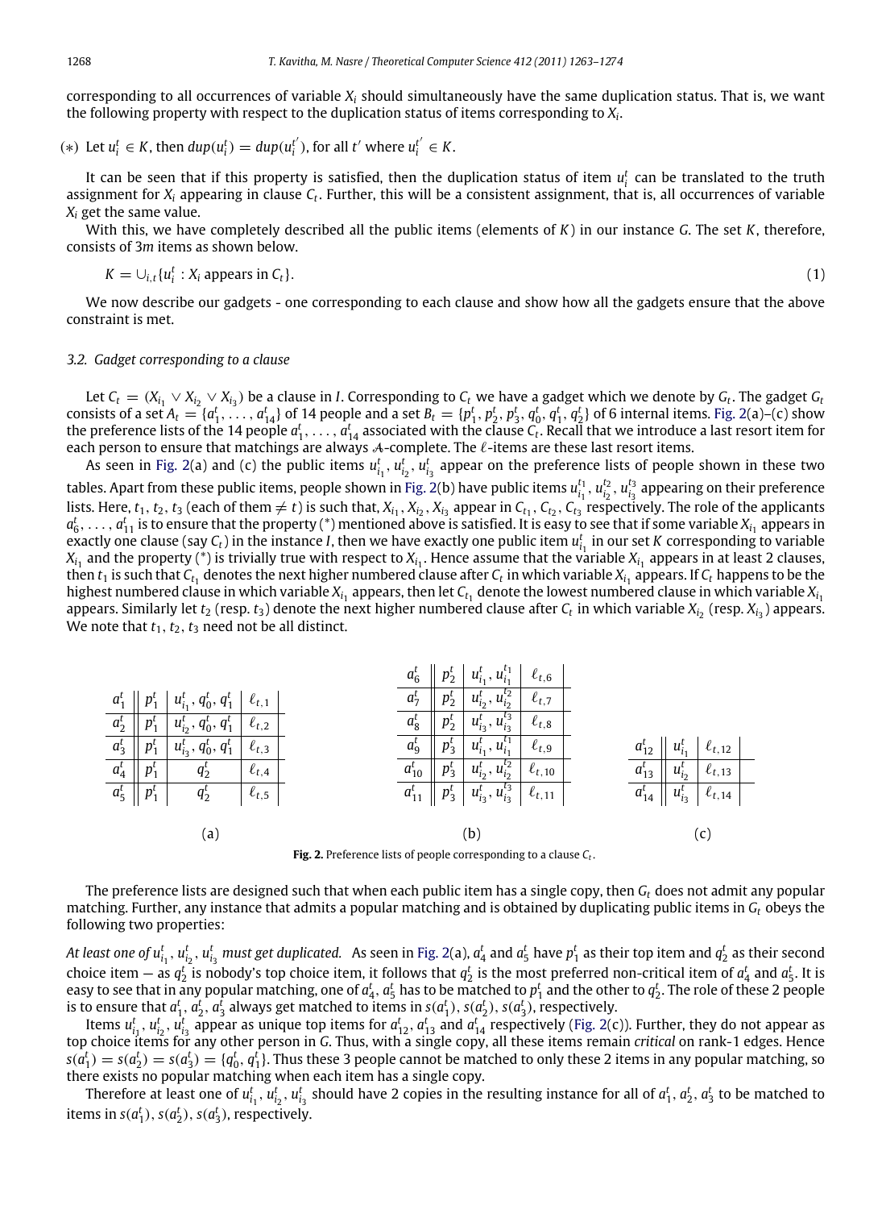corresponding to all occurrences of variable $X_i$ should simultaneously have the same duplication status. That is, we want the following property with respect to the duplication status of items corresponding to $X_i$.

(∗) Let $u_i^t \in K$, then $dup(u_i^t) = dup(u_i^{t'})$, for all $t'$ where $u_i^{t'} \in K$.

It can be seen that if this property is satisfied, then the duplication status of item $u_i^t$ can be translated to the truth assignment for $X_i$ appearing in clause $C_t$. Further, this will be a consistent assignment, that is, all occurrences of variable $X_i$ get the same value.

With this, we have completely described all the public items (elements of $K$) in our instance $G$. The set $K$, therefore, consists of $3m$ items as shown below.

$$K = \cup_{i,t}\{u_i^t : X_i \text{ appears in } C_t\}. \quad (1)$$

We now describe our gadgets - one corresponding to each clause and show how all the gadgets ensure that the above constraint is met.

### 3.2. Gadget corresponding to a clause

Let $C_t = (X_{i_1} \vee X_{i_2} \vee X_{i_3})$ be a clause in $I$. Corresponding to $C_t$ we have a gadget which we denote by $G_t$. The gadget $G_t$ consists of a set $A_t = \{a_1^t, \ldots, a_{14}^t\}$ of 14 people and a set $B_t = \{p_1^t, p_2^t, p_3^t, q_0^t, q_1^t, q_2^t\}$ of 6 internal items. Fig. 2(a)–(c) show the preference lists of the 14 people $a_1^t, \ldots, a_{14}^t$ associated with the clause $C_t$. Recall that we introduce a last resort item for each person to ensure that matchings are always $\mathcal{A}$-complete. The $\ell$-items are these last resort items.

As seen in Fig. 2(a) and (c) the public items $u_{i_1}^t, u_{i_2}^t, u_{i_3}^t$ appear on the preference lists of people shown in these two tables. Apart from these public items, people shown in Fig. 2(b) have public items $u_{i_1}^{t_1}, u_{i_2}^{t_2}, u_{i_3}^{t_3}$ appearing on their preference lists. Here, $t_1, t_2, t_3$ (each of them $\neq t$) is such that, $X_{i_1}, X_{i_2}, X_{i_3}$ appear in $C_{t_1}, C_{t_2}, C_{t_3}$ respectively. The role of the applicants $a_6^t, \ldots, a_{11}^t$ is to ensure that the property (*) mentioned above is satisfied. It is easy to see that if some variable $X_{i_1}$ appears in exactly one clause (say $C_t$) in the instance $I$, then we have exactly one public item $u_{i_1}^t$ in our set $K$ corresponding to variable $X_{i_1}$ and the property (*) is trivially true with respect to $X_{i_1}$. Hence assume that the variable $X_{i_1}$ appears in at least 2 clauses, then $t_1$ is such that $C_{t_1}$ denotes the next higher numbered clause after $C_t$ in which variable $X_{i_1}$ appears. If $C_t$ happens to be the highest numbered clause in which variable $X_{i_1}$ appears, then let $C_{t_1}$ denote the lowest numbered clause in which variable $X_{i_1}$ appears. Similarly let $t_2$ (resp. $t_3$) denote the next higher numbered clause after $C_t$ in which variable $X_{i_2}$ (resp. $X_{i_3}$) appears. We note that $t_1, t_2, t_3$ need not be all distinct.

(a)

| | | | |
|---|---|---|---|
| $a_1^t$ | $p_1^t$ | $u_{i_1}^t, q_0^t, q_1^t$ | $\ell_{t,1}$ |
| $a_2^t$ | $p_1^t$ | $u_{i_2}^t, q_0^t, q_1^t$ | $\ell_{t,2}$ |
| $a_3^t$ | $p_1^t$ | $u_{i_3}^t, q_0^t, q_1^t$ | $\ell_{t,3}$ |
| $a_4^t$ | $p_1^t$ | $q_2^t$ | $\ell_{t,4}$ |
| $a_5^t$ | $p_1^t$ | $q_2^t$ | $\ell_{t,5}$ |

(b)

| | | | |
|---|---|---|---|
| $a_6^t$ | $p_2^t$ | $u_{i_1}^t, u_{i_1}^{t_1}$ | $\ell_{t,6}$ |
| $a_7^t$ | $p_2^t$ | $u_{i_2}^t, u_{i_2}^{t_2}$ | $\ell_{t,7}$ |
| $a_8^t$ | $p_2^t$ | $u_{i_3}^t, u_{i_3}^{t_3}$ | $\ell_{t,8}$ |
| $a_9^t$ | $p_3^t$ | $u_{i_1}^t, u_{i_1}^{t_1}$ | $\ell_{t,9}$ |
| $a_{10}^t$ | $p_3^t$ | $u_{i_2}^t, u_{i_2}^{t_2}$ | $\ell_{t,10}$ |
| $a_{11}^t$ | $p_3^t$ | $u_{i_3}^t, u_{i_3}^{t_3}$ | $\ell_{t,11}$ |

(c)

| | | |
|---|---|---|
| $a_{12}^t$ | $u_{i_1}^t$ | $\ell_{t,12}$ |
| $a_{13}^t$ | $u_{i_2}^t$ | $\ell_{t,13}$ |
| $a_{14}^t$ | $u_{i_3}^t$ | $\ell_{t,14}$ |

**Fig. 2.** Preference lists of people corresponding to a clause $C_t$.

The preference lists are designed such that when each public item has a single copy, then $G_t$ does not admit any popular matching. Further, any instance that admits a popular matching and is obtained by duplicating public items in $G_t$ obeys the following two properties:

*At least one of $u_{i_1}^t, u_{i_2}^t, u_{i_3}^t$ must get duplicated.* As seen in Fig. 2(a), $a_4^t$ and $a_5^t$ have $p_1^t$ as their top item and $q_2^t$ as their second choice item — as $q_2^t$ is nobody's top choice item, it follows that $q_2^t$ is the most preferred non-critical item of $a_4^t$ and $a_5^t$. It is easy to see that in any popular matching, one of $a_4^t, a_5^t$ has to be matched to $p_1^t$ and the other to $q_2^t$. The role of these 2 people is to ensure that $a_1^t, a_2^t, a_3^t$ always get matched to items in $s(a_1^t), s(a_2^t), s(a_3^t)$, respectively.

Items $u_{i_1}^t, u_{i_2}^t, u_{i_3}^t$ appear as unique top items for $a_{12}^t, a_{13}^t$ and $a_{14}^t$ respectively (Fig. 2(c)). Further, they do not appear as top choice items for any other person in $G$. Thus, with a single copy, all these items remain *critical* on rank-1 edges. Hence $s(a_1^t) = s(a_2^t) = s(a_3^t) = \{q_0^t, q_1^t\}$. Thus these 3 people cannot be matched to only these 2 items in any popular matching, so there exists no popular matching when each item has a single copy.

Therefore at least one of $u_{i_1}^t, u_{i_2}^t, u_{i_3}^t$ should have 2 copies in the resulting instance for all of $a_1^t, a_2^t, a_3^t$ to be matched to items in $s(a_1^t), s(a_2^t), s(a_3^t)$, respectively.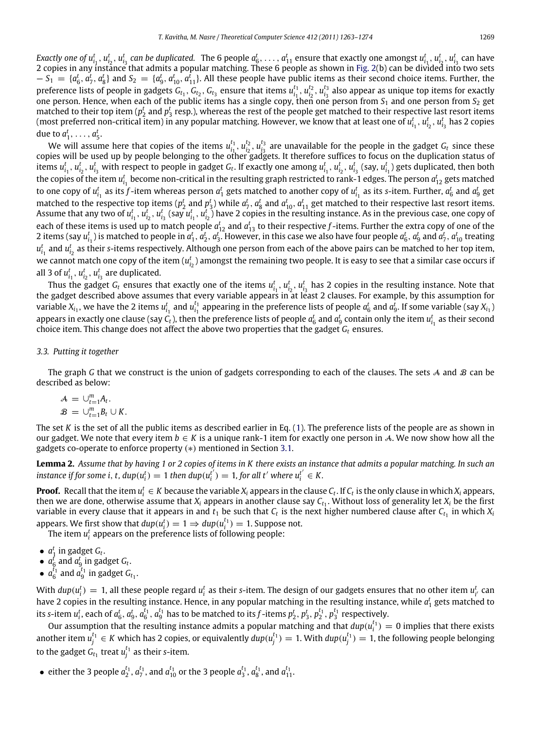*Exactly one of $u^t_{i_1}, u^t_{i_2}, u^t_{i_3}$ can be duplicated.* The 6 people $a^t_6, \ldots, a^t_{11}$ ensure that exactly one amongst $u^t_{i_1}, u^t_{i_2}, u^t_{i_3}$ can have 2 copies in any instance that admits a popular matching. These 6 people as shown in Fig. 2(b) can be divided into two sets – $S_1 = \{a^t_6, a^t_7, a^t_8\}$ and $S_2 = \{a^t_9, a^t_{10}, a^t_{11}\}$. All these people have public items as their second choice items. Further, the preference lists of people in gadgets $G_{t_1}, G_{t_2}, G_{t_3}$ ensure that items $u^{t_1}_{i_1}, u^{t_2}_{i_2}, u^{t_3}_{i_3}$ also appear as unique top items for exactly one person. Hence, when each of the public items has a single copy, then one person from $S_1$ and one person from $S_2$ get matched to their top item ($p^t_2$ and $p^t_3$ resp.), whereas the rest of the people get matched to their respective last resort items (most preferred non-critical item) in any popular matching. However, we know that at least one of $u^t_{i_1}, u^t_{i_2}, u^t_{i_3}$ has 2 copies due to $a^t_1, \ldots, a^t_5$.

We will assume here that copies of the items $u^{t_1}_{i_1}, u^{t_2}_{i_2}, u^{t_3}_{i_3}$ are unavailable for the people in the gadget $G_t$ since these copies will be used up by people belonging to the other gadgets. It therefore suffices to focus on the duplication status of items $u^t_{i_1}, u^t_{i_2}, u^t_{i_3}$ with respect to people in gadget $G_t$. If exactly one among $u^t_{i_1}, u^t_{i_2}, u^t_{i_3}$ (say, $u^t_{i_1}$) gets duplicated, then both the copies of the item $u^t_{i_1}$ become non-critical in the resulting graph restricted to rank-1 edges. The person $a^t_{12}$ gets matched to one copy of $u^t_{i_1}$ as its $f$-item whereas person $a^t_1$ gets matched to another copy of $u^t_{i_1}$ as its $s$-item. Further, $a^t_6$ and $a^t_9$ get matched to the respective top items ($p^t_2$ and $p^t_3$) while $a^t_7, a^t_8$ and $a^t_{10}, a^t_{11}$ get matched to their respective last resort items. Assume that any two of $u^t_{i_1}, u^t_{i_2}, u^t_{i_3}$ (say $u^t_{i_1}, u^t_{i_2}$) have 2 copies in the resulting instance. As in the previous case, one copy of each of these items is used up to match people $a^t_{12}$ and $a^t_{13}$ to their respective $f$-items. Further the extra copy of one of the 2 items (say $u^t_{i_1}$) is matched to people in $a^t_1, a^t_2, a^t_3$. However, in this case we also have four people $a^t_6, a^t_9$ and $a^t_7, a^t_{10}$ treating $u^t_{i_1}$ and $u^t_{i_2}$ as their $s$-items respectively. Although one person from each of the above pairs can be matched to her top item, we cannot match one copy of the item ($u^t_{i_2}$) amongst the remaining two people. It is easy to see that a similar case occurs if all 3 of $u^t_{i_1}, u^t_{i_2}, u^t_{i_3}$ are duplicated.

Thus the gadget $G_t$ ensures that exactly one of the items $u^t_{i_1}, u^t_{i_2}, u^t_{i_3}$ has 2 copies in the resulting instance. Note that the gadget described above assumes that every variable appears in at least 2 clauses. For example, by this assumption for variable $X_{i_1}$, we have the 2 items $u^t_{i_1}$ and $u^{t_1}_{i_1}$ appearing in the preference lists of people $a^t_6$ and $a^t_9$. If some variable (say $X_{i_1}$) appears in exactly one clause (say $C_t$), then the preference lists of people $a^t_6$ and $a^t_9$ contain only the item $u^t_{i_1}$ as their second choice item. This change does not affect the above two properties that the gadget $G_t$ ensures.

### 3.3. Putting it together

The graph $G$ that we construct is the union of gadgets corresponding to each of the clauses. The sets $\mathcal{A}$ and $\mathcal{B}$ can be described as below:

$$\mathcal{A} = \cup_{t=1}^{m} A_t.$$
$$\mathcal{B} = \cup_{t=1}^{m} B_t \cup K.$$

The set $K$ is the set of all the public items as described earlier in Eq. (1). The preference lists of the people are as shown in our gadget. We note that every item $b \in K$ is a unique rank-1 item for exactly one person in $\mathcal{A}$. We now show how all the gadgets co-operate to enforce property (∗) mentioned in Section 3.1.

**Lemma 2.** *Assume that by having 1 or 2 copies of items in $K$ there exists an instance that admits a popular matching. In such an instance if for some $i$, $t$, $dup(u^t_i) = 1$ then $dup(u^{t'}_i) = 1$, for all $t'$ where $u^{t'}_i \in K$.*

**Proof.** Recall that the item $u^t_i \in K$ because the variable $X_i$ appears in the clause $C_t$. If $C_t$ is the only clause in which $X_i$ appears, then we are done, otherwise assume that $X_i$ appears in another clause say $C_{t_1}$. Without loss of generality let $X_i$ be the first variable in every clause that it appears in and $t_1$ be such that $C_t$ is the next higher numbered clause after $C_{t_1}$ in which $X_i$ appears. We first show that $dup(u^t_i) = 1 \Rightarrow dup(u^{t_1}_i) = 1$. Suppose not.

The item $u^t_i$ appears on the preference lists of following people:

- $a^t_1$ in gadget $G_t$.
- $a^t_6$ and $a^t_9$ in gadget $G_t$.
- $a^{t_1}_6$ and $a^{t_1}_9$ in gadget $G_{t_1}$.

With $dup(u^t_i) = 1$, all these people regard $u^t_i$ as their $s$-item. The design of our gadgets ensures that no other item $u^t_{i'}$ can have 2 copies in the resulting instance. Hence, in any popular matching in the resulting instance, while $a^t_1$ gets matched to its $s$-item $u^t_i$, each of $a^t_6, a^t_9, a^{t_1}_6, a^{t_1}_9$ has to be matched to its $f$-items $p^t_2, p^t_3, p^{t_1}_2, p^{t_1}_3$ respectively.

Our assumption that the resulting instance admits a popular matching and that $dup(u^{t_1}_i) = 0$ implies that there exists another item $u^{t_1}_j \in K$ which has 2 copies, or equivalently $dup(u^{t_1}_j) = 1$. With $dup(u^{t_1}_j) = 1$, the following people belonging to the gadget $G_{t_1}$ treat $u^{t_1}_j$ as their $s$-item.

- either the 3 people $a^{t_1}_2, a^{t_1}_7$, and $a^{t_1}_{10}$ or the 3 people $a^{t_1}_3, a^{t_1}_8$, and $a^{t_1}_{11}$.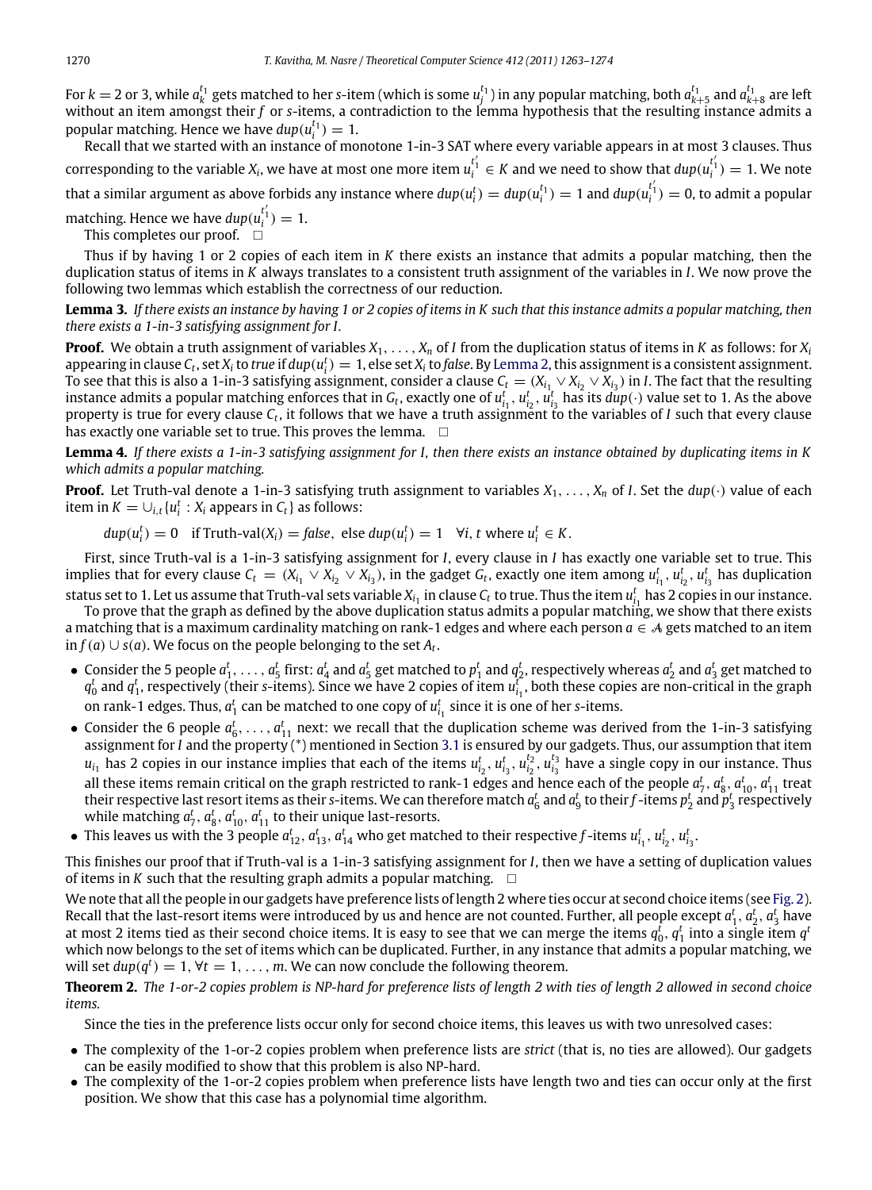For $k = 2$ or $3$, while $a_k^{t_1}$ gets matched to her $s$-item (which is some $u_j^{t_1}$) in any popular matching, both $a_{k+5}^{t_1}$ and $a_{k+8}^{t_1}$ are left without an item amongst their $f$ or $s$-items, a contradiction to the lemma hypothesis that the resulting instance admits a popular matching. Hence we have $dup(u_i^{t_1}) = 1$.

Recall that we started with an instance of monotone 1-in-3 SAT where every variable appears in at most 3 clauses. Thus corresponding to the variable $X_i$, we have at most one more item $u_i^{t_1'} \in K$ and we need to show that $dup(u_i^{t_1'}) = 1$. We note that a similar argument as above forbids any instance where $dup(u_i^t) = dup(u_i^{t_1}) = 1$ and $dup(u_i^{t_1'}) = 0$, to admit a popular matching. Hence we have $dup(u_i^{t_1'}) = 1$.

This completes our proof. □

Thus if by having 1 or 2 copies of each item in $K$ there exists an instance that admits a popular matching, then the duplication status of items in $K$ always translates to a consistent truth assignment of the variables in $I$. We now prove the following two lemmas which establish the correctness of our reduction.

**Lemma 3.** *If there exists an instance by having 1 or 2 copies of items in $K$ such that this instance admits a popular matching, then there exists a 1-in-3 satisfying assignment for $I$.*

**Proof.** We obtain a truth assignment of variables $X_1, \ldots, X_n$ of $I$ from the duplication status of items in $K$ as follows: for $X_i$ appearing in clause $C_t$, set $X_i$ to *true* if $dup(u_i^t) = 1$, else set $X_i$ to *false*. By Lemma 2, this assignment is a consistent assignment. To see that this is also a 1-in-3 satisfying assignment, consider a clause $C_t = (X_{i_1} \vee X_{i_2} \vee X_{i_3})$ in $I$. The fact that the resulting instance admits a popular matching enforces that in $G_t$, exactly one of $u_{i_1}^t, u_{i_2}^t, u_{i_3}^t$ has its $dup(\cdot)$ value set to 1. As the above property is true for every clause $C_t$, it follows that we have a truth assignment to the variables of $I$ such that every clause has exactly one variable set to true. This proves the lemma. □

**Lemma 4.** *If there exists a 1-in-3 satisfying assignment for $I$, then there exists an instance obtained by duplicating items in $K$ which admits a popular matching.*

**Proof.** Let Truth-val denote a 1-in-3 satisfying truth assignment to variables $X_1, \ldots, X_n$ of $I$. Set the $dup(\cdot)$ value of each item in $K = \cup_{i,t}\{u_i^t : X_i \text{ appears in } C_t\}$ as follows:

$$dup(u_i^t) = 0 \quad \text{if Truth-val}(X_i) = \textit{false}, \text{ else } dup(u_i^t) = 1 \quad \forall i, t \text{ where } u_i^t \in K.$$

First, since Truth-val is a 1-in-3 satisfying assignment for $I$, every clause in $I$ has exactly one variable set to true. This implies that for every clause $C_t = (X_{i_1} \vee X_{i_2} \vee X_{i_3})$, in the gadget $G_t$, exactly one item among $u_{i_1}^t, u_{i_2}^t, u_{i_3}^t$ has duplication status set to 1. Let us assume that Truth-val sets variable $X_{i_1}$ in clause $C_t$ to true. Thus the item $u_{i_1}^t$ has 2 copies in our instance.

To prove that the graph as defined by the above duplication status admits a popular matching, we show that there exists a matching that is a maximum cardinality matching on rank-1 edges and where each person $a \in \mathcal{A}$ gets matched to an item in $f(a) \cup s(a)$. We focus on the people belonging to the set $A_t$.

- Consider the 5 people $a_1^t, \ldots, a_5^t$ first: $a_4^t$ and $a_5^t$ get matched to $p_1^t$ and $q_2^t$, respectively whereas $a_2^t$ and $a_3^t$ get matched to $q_0^t$ and $q_1^t$, respectively (their $s$-items). Since we have 2 copies of item $u_{i_1}^t$, both these copies are non-critical in the graph on rank-1 edges. Thus, $a_1^t$ can be matched to one copy of $u_{i_1}^t$ since it is one of her $s$-items.
- Consider the 6 people $a_6^t, \ldots, a_{11}^t$ next: we recall that the duplication scheme was derived from the 1-in-3 satisfying assignment for $I$ and the property (*) mentioned in Section 3.1 is ensured by our gadgets. Thus, our assumption that item $u_{i_1}$ has 2 copies in our instance implies that each of the items $u_{i_2}^t, u_{i_3}^t, u_{i_2}^{t_2}, u_{i_3}^{t_3}$ have a single copy in our instance. Thus all these items remain critical on the graph restricted to rank-1 edges and hence each of the people $a_7^t, a_8^t, a_{10}^t, a_{11}^t$ treat their respective last resort items as their $s$-items. We can therefore match $a_6^t$ and $a_9^t$ to their $f$-items $p_2^t$ and $p_3^t$ respectively while matching $a_7^t, a_8^t, a_{10}^t, a_{11}^t$ to their unique last-resorts.
- This leaves us with the 3 people $a_{12}^t, a_{13}^t, a_{14}^t$ who get matched to their respective $f$-items $u_{i_1}^t, u_{i_2}^t, u_{i_3}^t$.

This finishes our proof that if Truth-val is a 1-in-3 satisfying assignment for $I$, then we have a setting of duplication values of items in $K$ such that the resulting graph admits a popular matching. □

We note that all the people in our gadgets have preference lists of length 2 where ties occur at second choice items (see Fig. 2). Recall that the last-resort items were introduced by us and hence are not counted. Further, all people except $a_1^t, a_2^t, a_3^t$ have at most 2 items tied as their second choice items. It is easy to see that we can merge the items $q_0^t, q_1^t$ into a single item $q^t$ which now belongs to the set of items which can be duplicated. Further, in any instance that admits a popular matching, we will set $dup(q^t) = 1, \forall t = 1, \ldots, m$. We can now conclude the following theorem.

**Theorem 2.** *The 1-or-2 copies problem is NP-hard for preference lists of length 2 with ties of length 2 allowed in second choice items.*

Since the ties in the preference lists occur only for second choice items, this leaves us with two unresolved cases:

- The complexity of the 1-or-2 copies problem when preference lists are *strict* (that is, no ties are allowed). Our gadgets can be easily modified to show that this problem is also NP-hard.
- The complexity of the 1-or-2 copies problem when preference lists have length two and ties can occur only at the first position. We show that this case has a polynomial time algorithm.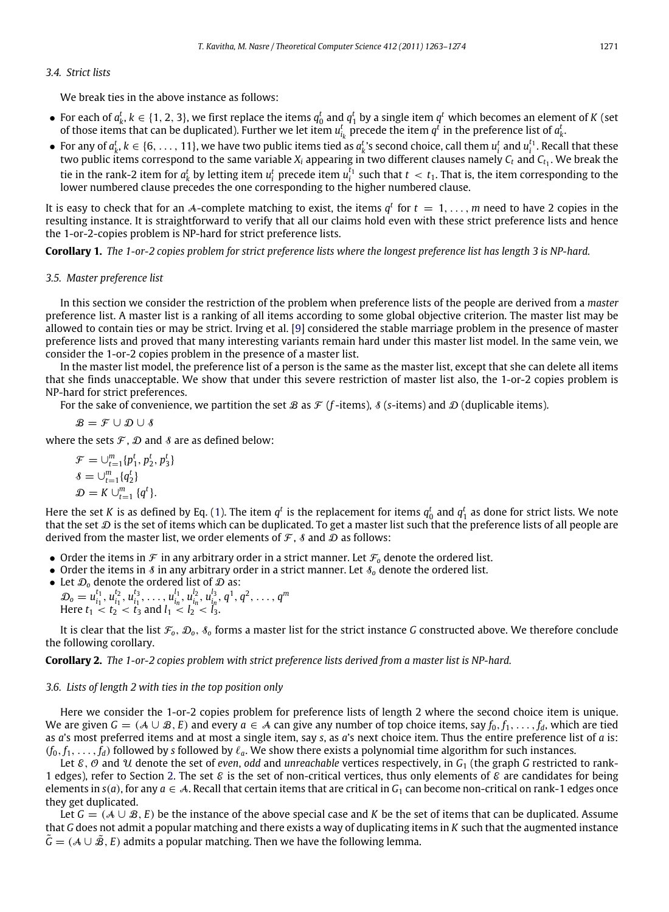### 3.4. Strict lists

We break ties in the above instance as follows:

- For each of $a_k^t$, $k \in \{1, 2, 3\}$, we first replace the items $q_0^t$ and $q_1^t$ by a single item $q^t$ which becomes an element of $K$ (set of those items that can be duplicated). Further we let item $u_{i_k}^t$ precede the item $q^t$ in the preference list of $a_k^t$.
- For any of $a_k^t$, $k \in \{6, \ldots, 11\}$, we have two public items tied as $a_k^t$'s second choice, call them $u_i^t$ and $u_i^{t_1}$. Recall that these two public items correspond to the same variable $X_i$ appearing in two different clauses namely $C_t$ and $C_{t_1}$. We break the tie in the rank-2 item for $a_k^t$ by letting item $u_i^t$ precede item $u_i^{t_1}$ such that $t < t_1$. That is, the item corresponding to the lower numbered clause precedes the one corresponding to the higher numbered clause.

It is easy to check that for an $\mathcal{A}$-complete matching to exist, the items $q^t$ for $t = 1, \ldots, m$ need to have 2 copies in the resulting instance. It is straightforward to verify that all our claims hold even with these strict preference lists and hence the 1-or-2-copies problem is NP-hard for strict preference lists.

**Corollary 1.** *The 1-or-2 copies problem for strict preference lists where the longest preference list has length 3 is NP-hard.*

### 3.5. Master preference list

In this section we consider the restriction of the problem when preference lists of the people are derived from a *master* preference list. A master list is a ranking of all items according to some global objective criterion. The master list may be allowed to contain ties or may be strict. Irving et al. [9] considered the stable marriage problem in the presence of master preference lists and proved that many interesting variants remain hard under this master list model. In the same vein, we consider the 1-or-2 copies problem in the presence of a master list.

In the master list model, the preference list of a person is the same as the master list, except that she can delete all items that she finds unacceptable. We show that under this severe restriction of master list also, the 1-or-2 copies problem is NP-hard for strict preferences.

For the sake of convenience, we partition the set $\mathcal{B}$ as $\mathcal{F}$ ($f$-items), $\mathcal{S}$ ($s$-items) and $\mathcal{D}$ (duplicable items).

$$\mathcal{B} = \mathcal{F} \cup \mathcal{D} \cup \mathcal{S}$$

where the sets $\mathcal{F}$, $\mathcal{D}$ and $\mathcal{S}$ are as defined below:

$$\mathcal{F} = \cup_{t=1}^{m} \{p_1^t, p_2^t, p_3^t\}$$
$$\mathcal{S} = \cup_{t=1}^{m} \{q_2^t\}$$
$$\mathcal{D} = K \cup_{t=1}^{m} \{q^t\}.$$

Here the set $K$ is as defined by Eq. (1). The item $q^t$ is the replacement for items $q_0^t$ and $q_1^t$ as done for strict lists. We note that the set $\mathcal{D}$ is the set of items which can be duplicated. To get a master list such that the preference lists of all people are derived from the master list, we order elements of $\mathcal{F}$, $\mathcal{S}$ and $\mathcal{D}$ as follows:

- Order the items in $\mathcal{F}$ in any arbitrary order in a strict manner. Let $\mathcal{F}_o$ denote the ordered list.
- Order the items in $\mathcal{S}$ in any arbitrary order in a strict manner. Let $\mathcal{S}_o$ denote the ordered list.
- Let $\mathcal{D}_o$ denote the ordered list of $\mathcal{D}$ as:
  $\mathcal{D}_o = u_{i_1}^{t_1}, u_{i_1}^{t_2}, u_{i_1}^{t_3}, \ldots, u_{i_n}^{l_1}, u_{i_n}^{l_2}, u_{i_n}^{l_3}, q^1, q^2, \ldots, q^m$
  Here $t_1 < t_2 < t_3$ and $l_1 < l_2 < l_3$.

It is clear that the list $\mathcal{F}_o$, $\mathcal{D}_o$, $\mathcal{S}_o$ forms a master list for the strict instance $G$ constructed above. We therefore conclude the following corollary.

**Corollary 2.** *The 1-or-2 copies problem with strict preference lists derived from a master list is NP-hard.*

### 3.6. Lists of length 2 with ties in the top position only

Here we consider the 1-or-2 copies problem for preference lists of length 2 where the second choice item is unique. We are given $G = (\mathcal{A} \cup \mathcal{B}, E)$ and every $a \in \mathcal{A}$ can give any number of top choice items, say $f_0, f_1, \ldots, f_d$, which are tied as $a$'s most preferred items and at most a single item, say $s$, as $a$'s next choice item. Thus the entire preference list of $a$ is: $(f_0, f_1, \ldots, f_d)$ followed by $s$ followed by $\ell_a$. We show there exists a polynomial time algorithm for such instances.

Let $\mathcal{E}$, $\mathcal{O}$ and $\mathcal{U}$ denote the set of *even*, *odd* and *unreachable* vertices respectively, in $G_1$ (the graph $G$ restricted to rank-1 edges), refer to Section 2. The set $\mathcal{E}$ is the set of non-critical vertices, thus only elements of $\mathcal{E}$ are candidates for being elements in $s(a)$, for any $a \in \mathcal{A}$. Recall that certain items that are critical in $G_1$ can become non-critical on rank-1 edges once they get duplicated.

Let $G = (\mathcal{A} \cup \mathcal{B}, E)$ be the instance of the above special case and $K$ be the set of items that can be duplicated. Assume that $G$ does not admit a popular matching and there exists a way of duplicating items in $K$ such that the augmented instance $\tilde{G} = (\mathcal{A} \cup \tilde{\mathcal{B}}, E)$ admits a popular matching. Then we have the following lemma.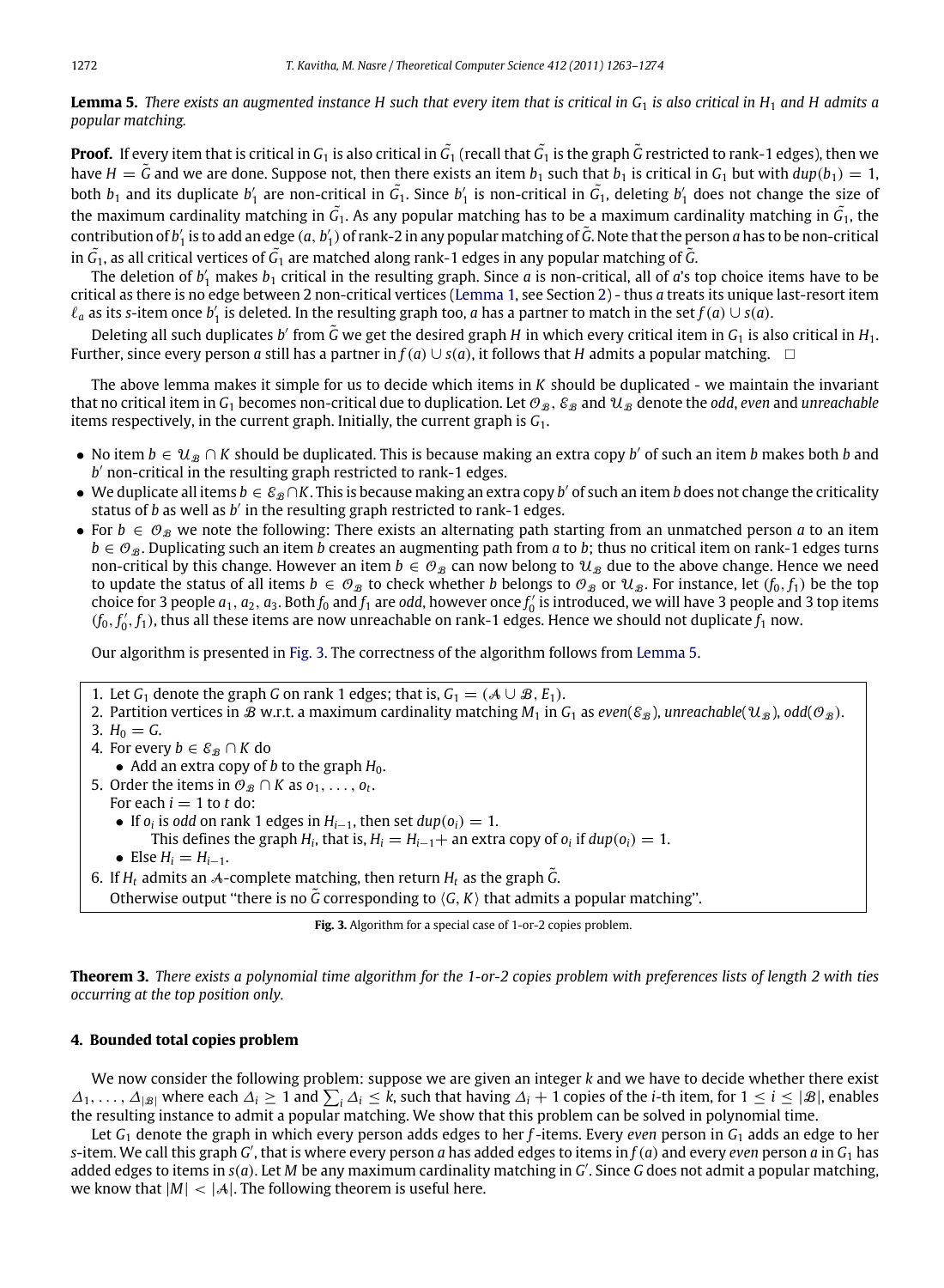**Lemma 5.** *There exists an augmented instance $H$ such that every item that is critical in $G_1$ is also critical in $H_1$ and $H$ admits a popular matching.*

**Proof.** If every item that is critical in $G_1$ is also critical in $\tilde{G}_1$ (recall that $\tilde{G}_1$ is the graph $\tilde{G}$ restricted to rank-1 edges), then we have $H = \tilde{G}$ and we are done. Suppose not, then there exists an item $b_1$ such that $b_1$ is critical in $G_1$ but with $dup(b_1) = 1$, both $b_1$ and its duplicate $b_1'$ are non-critical in $\tilde{G}_1$. Since $b_1'$ is non-critical in $\tilde{G}_1$, deleting $b_1'$ does not change the size of the maximum cardinality matching in $\tilde{G}_1$. As any popular matching has to be a maximum cardinality matching in $\tilde{G}_1$, the contribution of $b_1'$ is to add an edge $(a, b_1')$ of rank-2 in any popular matching of $\tilde{G}$. Note that the person $a$ has to be non-critical in $\tilde{G}_1$, as all critical vertices of $\tilde{G}_1$ are matched along rank-1 edges in any popular matching of $\tilde{G}$.

The deletion of $b_1'$ makes $b_1$ critical in the resulting graph. Since $a$ is non-critical, all of $a$'s top choice items have to be critical as there is no edge between 2 non-critical vertices (Lemma 1, see Section 2) - thus $a$ treats its unique last-resort item $\ell_a$ as its $s$-item once $b_1'$ is deleted. In the resulting graph too, $a$ has a partner to match in the set $f(a) \cup s(a)$.

Deleting all such duplicates $b'$ from $\tilde{G}$ we get the desired graph $H$ in which every critical item in $G_1$ is also critical in $H_1$. Further, since every person $a$ still has a partner in $f(a) \cup s(a)$, it follows that $H$ admits a popular matching. $\square$

The above lemma makes it simple for us to decide which items in $K$ should be duplicated - we maintain the invariant that no critical item in $G_1$ becomes non-critical due to duplication. Let $\mathcal{O}_{\mathcal{B}}$, $\mathcal{E}_{\mathcal{B}}$ and $\mathcal{U}_{\mathcal{B}}$ denote the *odd*, *even* and *unreachable* items respectively, in the current graph. Initially, the current graph is $G_1$.

- No item $b \in \mathcal{U}_{\mathcal{B}} \cap K$ should be duplicated. This is because making an extra copy $b'$ of such an item $b$ makes both $b$ and $b'$ non-critical in the resulting graph restricted to rank-1 edges.
- We duplicate all items $b \in \mathcal{E}_{\mathcal{B}} \cap K$. This is because making an extra copy $b'$ of such an item $b$ does not change the criticality status of $b$ as well as $b'$ in the resulting graph restricted to rank-1 edges.
- For $b \in \mathcal{O}_{\mathcal{B}}$ we note the following: There exists an alternating path starting from an unmatched person $a$ to an item $b \in \mathcal{O}_{\mathcal{B}}$. Duplicating such an item $b$ creates an augmenting path from $a$ to $b$; thus no critical item on rank-1 edges turns non-critical by this change. However an item $b \in \mathcal{O}_{\mathcal{B}}$ can now belong to $\mathcal{U}_{\mathcal{B}}$ due to the above change. Hence we need to update the status of all items $b \in \mathcal{O}_{\mathcal{B}}$ to check whether $b$ belongs to $\mathcal{O}_{\mathcal{B}}$ or $\mathcal{U}_{\mathcal{B}}$. For instance, let $(f_0, f_1)$ be the top choice for 3 people $a_1, a_2, a_3$. Both $f_0$ and $f_1$ are *odd*, however once $f_0'$ is introduced, we will have 3 people and 3 top items $(f_0, f_0', f_1)$, thus all these items are now unreachable on rank-1 edges. Hence we should not duplicate $f_1$ now.

Our algorithm is presented in Fig. 3. The correctness of the algorithm follows from Lemma 5.

1. Let $G_1$ denote the graph $G$ on rank 1 edges; that is, $G_1 = (\mathcal{A} \cup \mathcal{B}, E_1)$.
2. Partition vertices in $\mathcal{B}$ w.r.t. a maximum cardinality matching $M_1$ in $G_1$ as *even*($\mathcal{E}_{\mathcal{B}}$), *unreachable*($\mathcal{U}_{\mathcal{B}}$), *odd*($\mathcal{O}_{\mathcal{B}}$).
3. $H_0 = G$.
4. For every $b \in \mathcal{E}_{\mathcal{B}} \cap K$ do
   - Add an extra copy of $b$ to the graph $H_0$.
5. Order the items in $\mathcal{O}_{\mathcal{B}} \cap K$ as $o_1, \ldots, o_t$.
   For each $i = 1$ to $t$ do:
   - If $o_i$ is *odd* on rank 1 edges in $H_{i-1}$, then set $dup(o_i) = 1$.
     This defines the graph $H_i$, that is, $H_i = H_{i-1}+$ an extra copy of $o_i$ if $dup(o_i) = 1$.
   - Else $H_i = H_{i-1}$.
6. If $H_t$ admits an $\mathcal{A}$-complete matching, then return $H_t$ as the graph $\tilde{G}$.
   Otherwise output "there is no $\tilde{G}$ corresponding to $\langle G, K\rangle$ that admits a popular matching".

**Fig. 3.** Algorithm for a special case of 1-or-2 copies problem.

**Theorem 3.** *There exists a polynomial time algorithm for the 1-or-2 copies problem with preferences lists of length 2 with ties occurring at the top position only.*

## 4. Bounded total copies problem

We now consider the following problem: suppose we are given an integer $k$ and we have to decide whether there exist $\Delta_1, \ldots, \Delta_{|\mathcal{B}|}$ where each $\Delta_i \geq 1$ and $\sum_i \Delta_i \leq k$, such that having $\Delta_i + 1$ copies of the $i$-th item, for $1 \leq i \leq |\mathcal{B}|$, enables the resulting instance to admit a popular matching. We show that this problem can be solved in polynomial time.

Let $G_1$ denote the graph in which every person adds edges to her $f$-items. Every *even* person in $G_1$ adds an edge to her $s$-item. We call this graph $G'$, that is where every person $a$ has added edges to items in $f(a)$ and every *even* person $a$ in $G_1$ has added edges to items in $s(a)$. Let $M$ be any maximum cardinality matching in $G'$. Since $G$ does not admit a popular matching, we know that $|M| < |\mathcal{A}|$. The following theorem is useful here.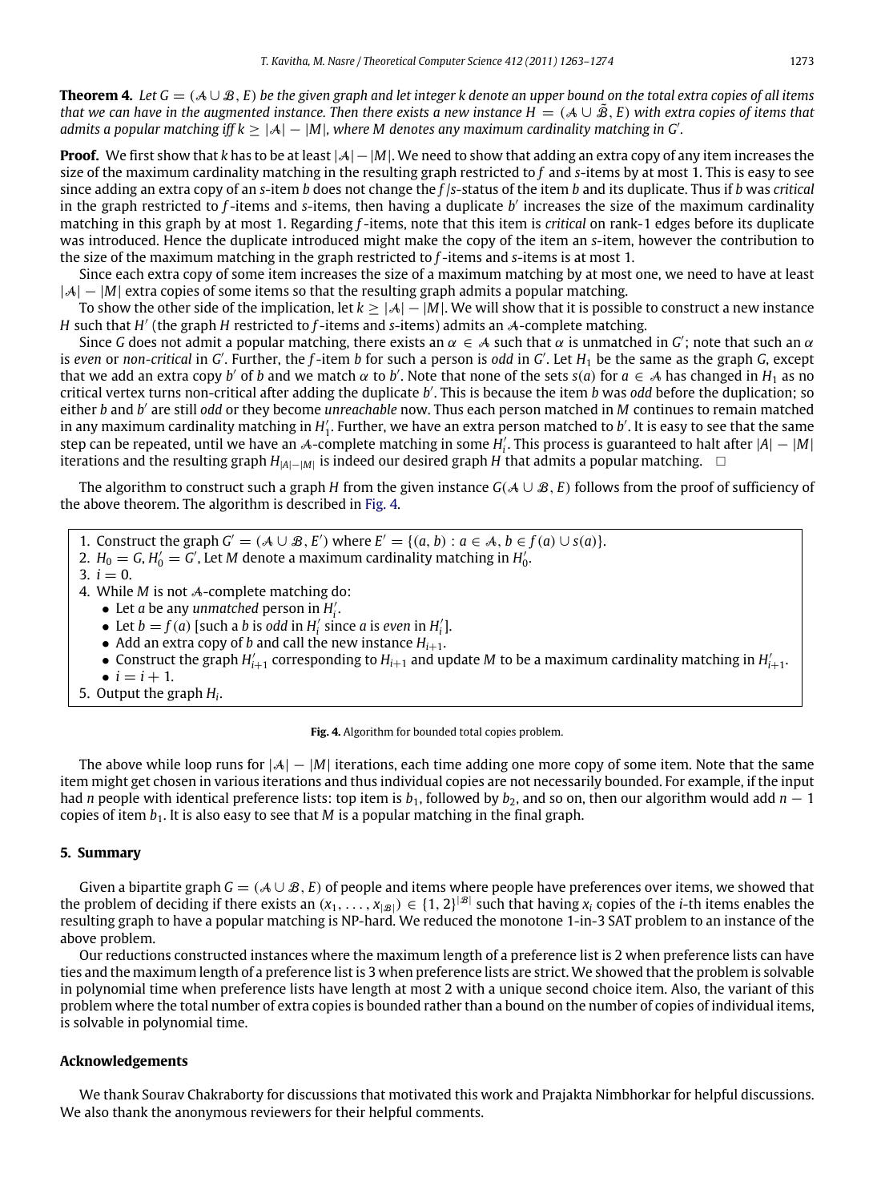**Theorem 4.** *Let $G = (\mathcal{A} \cup \mathcal{B}, E)$ be the given graph and let integer k denote an upper bound on the total extra copies of all items that we can have in the augmented instance. Then there exists a new instance $H = (\mathcal{A} \cup \tilde{\mathcal{B}}, E)$ with extra copies of items that admits a popular matching iff $k \geq |\mathcal{A}| - |M|$, where M denotes any maximum cardinality matching in $G'$.*

**Proof.** We first show that $k$ has to be at least $|\mathcal{A}| - |M|$. We need to show that adding an extra copy of any item increases the size of the maximum cardinality matching in the resulting graph restricted to $f$ and $s$-items by at most 1. This is easy to see since adding an extra copy of an $s$-item $b$ does not change the $f/s$-status of the item $b$ and its duplicate. Thus if $b$ was *critical* in the graph restricted to $f$-items and $s$-items, then having a duplicate $b'$ increases the size of the maximum cardinality matching in this graph by at most 1. Regarding $f$-items, note that this item is *critical* on rank-1 edges before its duplicate was introduced. Hence the duplicate introduced might make the copy of the item an $s$-item, however the contribution to the size of the maximum matching in the graph restricted to $f$-items and $s$-items is at most 1.

Since each extra copy of some item increases the size of a maximum matching by at most one, we need to have at least $|\mathcal{A}| - |M|$ extra copies of some items so that the resulting graph admits a popular matching.

To show the other side of the implication, let $k \geq |\mathcal{A}| - |M|$. We will show that it is possible to construct a new instance $H$ such that $H'$ (the graph $H$ restricted to $f$-items and $s$-items) admits an $\mathcal{A}$-complete matching.

Since $G$ does not admit a popular matching, there exists an $\alpha \in \mathcal{A}$ such that $\alpha$ is unmatched in $G'$; note that such an $\alpha$ is *even* or *non-critical* in $G'$. Further, the $f$-item $b$ for such a person is *odd* in $G'$. Let $H_1$ be the same as the graph $G$, except that we add an extra copy $b'$ of $b$ and we match $\alpha$ to $b'$. Note that none of the sets $s(a)$ for $a \in \mathcal{A}$ has changed in $H_1$ as no critical vertex turns non-critical after adding the duplicate $b'$. This is because the item $b$ was *odd* before the duplication; so either $b$ and $b'$ are still *odd* or they become *unreachable* now. Thus each person matched in $M$ continues to remain matched in any maximum cardinality matching in $H_1'$. Further, we have an extra person matched to $b'$. It is easy to see that the same step can be repeated, until we have an $\mathcal{A}$-complete matching in some $H_i'$. This process is guaranteed to halt after $|A| - |M|$ iterations and the resulting graph $H_{|A|-|M|}$ is indeed our desired graph $H$ that admits a popular matching. □

The algorithm to construct such a graph $H$ from the given instance $G(\mathcal{A} \cup \mathcal{B}, E)$ follows from the proof of sufficiency of the above theorem. The algorithm is described in Fig. 4.

1. Construct the graph $G' = (\mathcal{A} \cup \mathcal{B}, E')$ where $E' = \{(a, b) : a \in \mathcal{A}, b \in f(a) \cup s(a)\}$.
2. $H_0 = G, H_0' = G'$, Let $M$ denote a maximum cardinality matching in $H_0'$.
3. $i = 0$.
4. While $M$ is not $\mathcal{A}$-complete matching do:
   - Let $a$ be any *unmatched* person in $H_i'$.
   - Let $b = f(a)$ [such a $b$ is *odd* in $H_i'$ since $a$ is *even* in $H_i'$].
   - Add an extra copy of $b$ and call the new instance $H_{i+1}$.
   - Construct the graph $H_{i+1}'$ corresponding to $H_{i+1}$ and update $M$ to be a maximum cardinality matching in $H_{i+1}'$.
   - $i = i + 1$.
5. Output the graph $H_i$.

**Fig. 4.** Algorithm for bounded total copies problem.

The above while loop runs for $|\mathcal{A}| - |M|$ iterations, each time adding one more copy of some item. Note that the same item might get chosen in various iterations and thus individual copies are not necessarily bounded. For example, if the input had $n$ people with identical preference lists: top item is $b_1$, followed by $b_2$, and so on, then our algorithm would add $n - 1$ copies of item $b_1$. It is also easy to see that $M$ is a popular matching in the final graph.

## 5. Summary

Given a bipartite graph $G = (\mathcal{A} \cup \mathcal{B}, E)$ of people and items where people have preferences over items, we showed that the problem of deciding if there exists an $(x_1, \ldots, x_{|\mathcal{B}|}) \in \{1, 2\}^{|\mathcal{B}|}$ such that having $x_i$ copies of the $i$-th items enables the resulting graph to have a popular matching is NP-hard. We reduced the monotone 1-in-3 SAT problem to an instance of the above problem.

Our reductions constructed instances where the maximum length of a preference list is 2 when preference lists can have ties and the maximum length of a preference list is 3 when preference lists are strict. We showed that the problem is solvable in polynomial time when preference lists have length at most 2 with a unique second choice item. Also, the variant of this problem where the total number of extra copies is bounded rather than a bound on the number of copies of individual items, is solvable in polynomial time.

## Acknowledgements

We thank Sourav Chakraborty for discussions that motivated this work and Prajakta Nimbhorkar for helpful discussions. We also thank the anonymous reviewers for their helpful comments.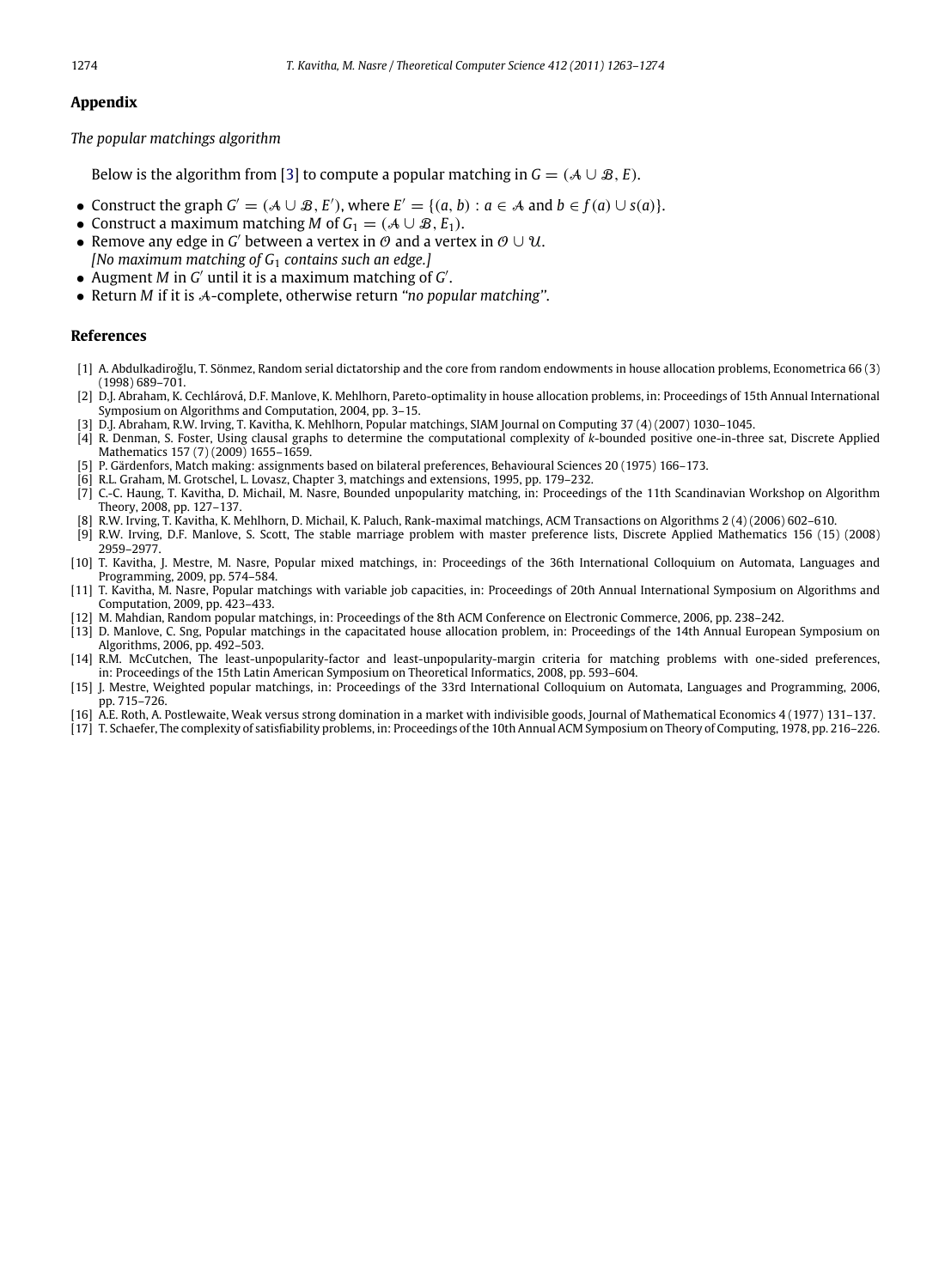## Appendix

*The popular matchings algorithm*

Below is the algorithm from [3] to compute a popular matching in $G = (\mathcal{A} \cup \mathcal{B}, E)$.

- Construct the graph $G' = (\mathcal{A} \cup \mathcal{B}, E')$, where $E' = \{(a, b) : a \in \mathcal{A}$ and $b \in f(a) \cup s(a)\}$.
- Construct a maximum matching $M$ of $G_1 = (\mathcal{A} \cup \mathcal{B}, E_1)$.
- Remove any edge in $G'$ between a vertex in $\mathcal{O}$ and a vertex in $\mathcal{O} \cup \mathcal{U}$.
  *[No maximum matching of $G_1$ contains such an edge.]*
- Augment $M$ in $G'$ until it is a maximum matching of $G'$.
- Return $M$ if it is $\mathcal{A}$-complete, otherwise return *"no popular matching"*.

## References

[1] A. Abdulkadiroğlu, T. Sönmez, Random serial dictatorship and the core from random endowments in house allocation problems, Econometrica 66 (3) (1998) 689–701.
[2] D.J. Abraham, K. Cechlárová, D.F. Manlove, K. Mehlhorn, Pareto-optimality in house allocation problems, in: Proceedings of 15th Annual International Symposium on Algorithms and Computation, 2004, pp. 3–15.
[3] D.J. Abraham, R.W. Irving, T. Kavitha, K. Mehlhorn, Popular matchings, SIAM Journal on Computing 37 (4) (2007) 1030–1045.
[4] R. Denman, S. Foster, Using clausal graphs to determine the computational complexity of *k*-bounded positive one-in-three sat, Discrete Applied Mathematics 157 (7) (2009) 1655–1659.
[5] P. Gärdenfors, Match making: assignments based on bilateral preferences, Behavioural Sciences 20 (1975) 166–173.
[6] R.L. Graham, M. Grotschel, L. Lovasz, Chapter 3, matchings and extensions, 1995, pp. 179–232.
[7] C.-C. Haung, T. Kavitha, D. Michail, M. Nasre, Bounded unpopularity matching, in: Proceedings of the 11th Scandinavian Workshop on Algorithm Theory, 2008, pp. 127–137.
[8] R.W. Irving, T. Kavitha, K. Mehlhorn, D. Michail, K. Paluch, Rank-maximal matchings, ACM Transactions on Algorithms 2 (4) (2006) 602–610.
[9] R.W. Irving, D.F. Manlove, S. Scott, The stable marriage problem with master preference lists, Discrete Applied Mathematics 156 (15) (2008) 2959–2977.
[10] T. Kavitha, J. Mestre, M. Nasre, Popular mixed matchings, in: Proceedings of the 36th International Colloquium on Automata, Languages and Programming, 2009, pp. 574–584.
[11] T. Kavitha, M. Nasre, Popular matchings with variable job capacities, in: Proceedings of 20th Annual International Symposium on Algorithms and Computation, 2009, pp. 423–433.
[12] M. Mahdian, Random popular matchings, in: Proceedings of the 8th ACM Conference on Electronic Commerce, 2006, pp. 238–242.
[13] D. Manlove, C. Sng, Popular matchings in the capacitated house allocation problem, in: Proceedings of the 14th Annual European Symposium on Algorithms, 2006, pp. 492–503.
[14] R.M. McCutchen, The least-unpopularity-factor and least-unpopularity-margin criteria for matching problems with one-sided preferences, in: Proceedings of the 15th Latin American Symposium on Theoretical Informatics, 2008, pp. 593–604.
[15] J. Mestre, Weighted popular matchings, in: Proceedings of the 33rd International Colloquium on Automata, Languages and Programming, 2006, pp. 715–726.
[16] A.E. Roth, A. Postlewaite, Weak versus strong domination in a market with indivisible goods, Journal of Mathematical Economics 4 (1977) 131–137.
[17] T. Schaefer, The complexity of satisfiability problems, in: Proceedings of the 10th Annual ACM Symposium on Theory of Computing, 1978, pp. 216–226.